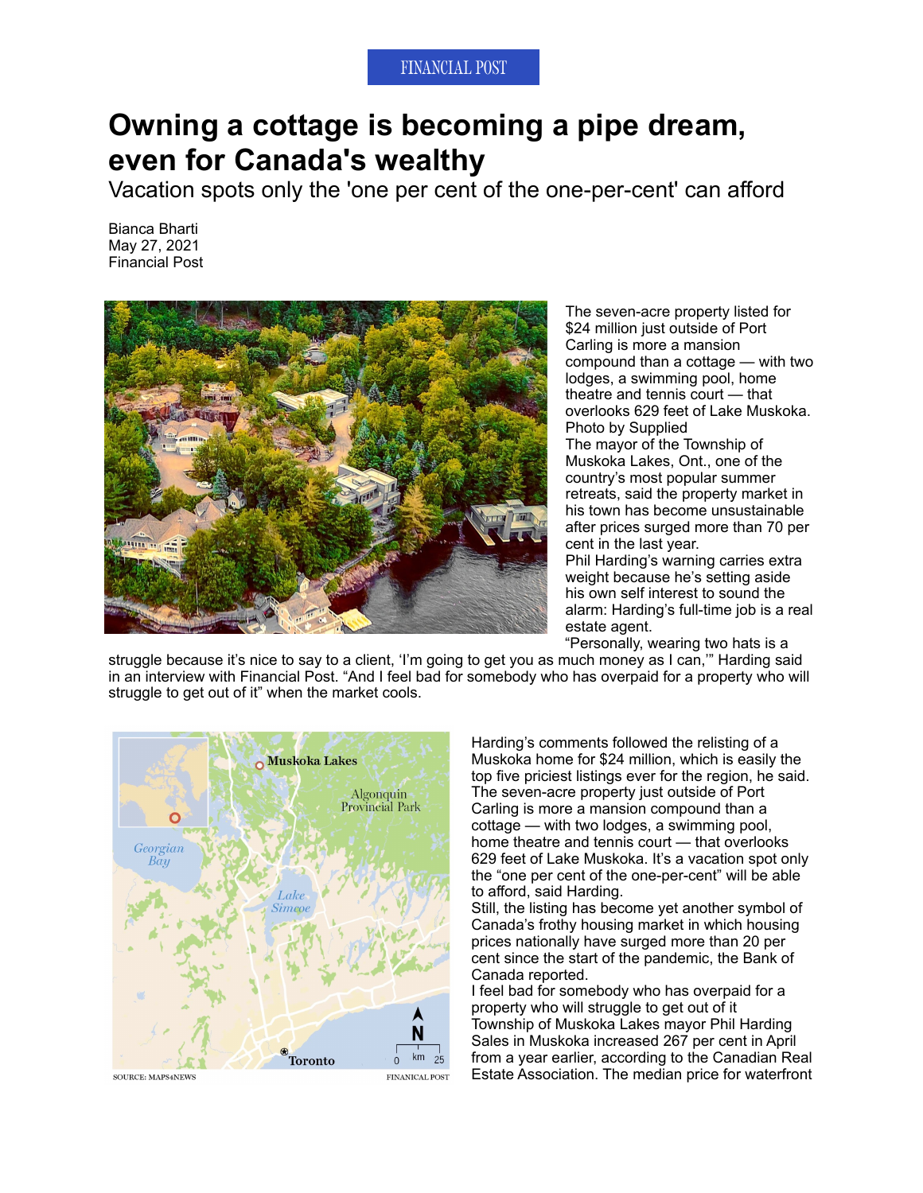FINANCIAL POST

# Owning a cottage is becoming a pipe dream, even for Canada's wealthy

## Vacation spots only the 'one per cent of the one-per-cent' can afford

Bianca Bharti
May 27, 2021
Financial Post

The seven-acre property listed for $24 million just outside of Port Carling is more a mansion compound than a cottage — with two lodges, a swimming pool, home theatre and tennis court — that overlooks 629 feet of Lake Muskoka. Photo by Supplied

The mayor of the Township of Muskoka Lakes, Ont., one of the country's most popular summer retreats, said the property market in his town has become unsustainable after prices surged more than 70 per cent in the last year.

Phil Harding's warning carries extra weight because he's setting aside his own self interest to sound the alarm: Harding's full-time job is a real estate agent.

"Personally, wearing two hats is a struggle because it's nice to say to a client, 'I'm going to get you as much money as I can,'" Harding said in an interview with Financial Post. "And I feel bad for somebody who has overpaid for a property who will struggle to get out of it" when the market cools.

SOURCE: MAPS4NEWS — FINANICAL POST

Harding's comments followed the relisting of a Muskoka home for $24 million, which is easily the top five priciest listings ever for the region, he said. The seven-acre property just outside of Port Carling is more a mansion compound than a cottage — with two lodges, a swimming pool, home theatre and tennis court — that overlooks 629 feet of Lake Muskoka. It's a vacation spot only the "one per cent of the one-per-cent" will be able to afford, said Harding.

Still, the listing has become yet another symbol of Canada's frothy housing market in which housing prices nationally have surged more than 20 per cent since the start of the pandemic, the Bank of Canada reported.

I feel bad for somebody who has overpaid for a property who will struggle to get out of it

Township of Muskoka Lakes mayor Phil Harding

Sales in Muskoka increased 267 per cent in April from a year earlier, according to the Canadian Real Estate Association. The median price for waterfront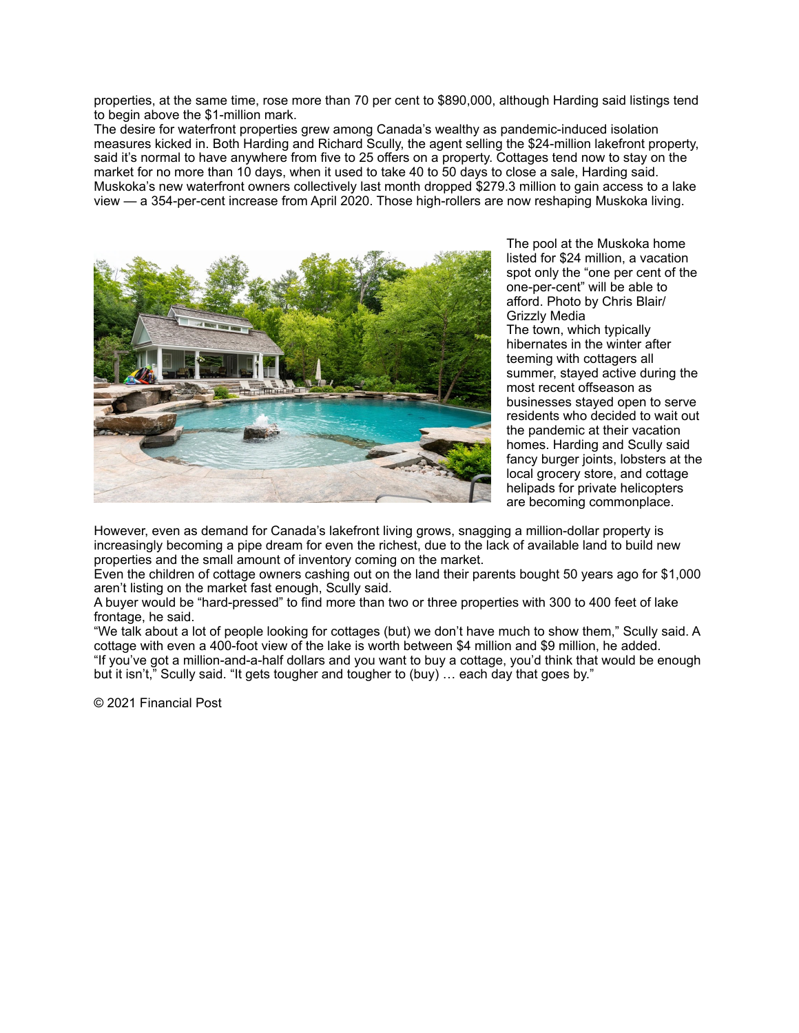properties, at the same time, rose more than 70 per cent to $890,000, although Harding said listings tend to begin above the $1-million mark.

The desire for waterfront properties grew among Canada's wealthy as pandemic-induced isolation measures kicked in. Both Harding and Richard Scully, the agent selling the $24-million lakefront property, said it's normal to have anywhere from five to 25 offers on a property. Cottages tend now to stay on the market for no more than 10 days, when it used to take 40 to 50 days to close a sale, Harding said.

Muskoka's new waterfront owners collectively last month dropped $279.3 million to gain access to a lake view — a 354-per-cent increase from April 2020. Those high-rollers are now reshaping Muskoka living.

The pool at the Muskoka home listed for $24 million, a vacation spot only the "one per cent of the one-per-cent" will be able to afford. Photo by Chris Blair/ Grizzly Media

The town, which typically hibernates in the winter after teeming with cottagers all summer, stayed active during the most recent offseason as businesses stayed open to serve residents who decided to wait out the pandemic at their vacation homes. Harding and Scully said fancy burger joints, lobsters at the local grocery store, and cottage helipads for private helicopters are becoming commonplace.

However, even as demand for Canada's lakefront living grows, snagging a million-dollar property is increasingly becoming a pipe dream for even the richest, due to the lack of available land to build new properties and the small amount of inventory coming on the market.

Even the children of cottage owners cashing out on the land their parents bought 50 years ago for $1,000 aren't listing on the market fast enough, Scully said.

A buyer would be "hard-pressed" to find more than two or three properties with 300 to 400 feet of lake frontage, he said.

"We talk about a lot of people looking for cottages (but) we don't have much to show them," Scully said. A cottage with even a 400-foot view of the lake is worth between $4 million and $9 million, he added.

"If you've got a million-and-a-half dollars and you want to buy a cottage, you'd think that would be enough but it isn't," Scully said. "It gets tougher and tougher to (buy) … each day that goes by."

© 2021 Financial Post